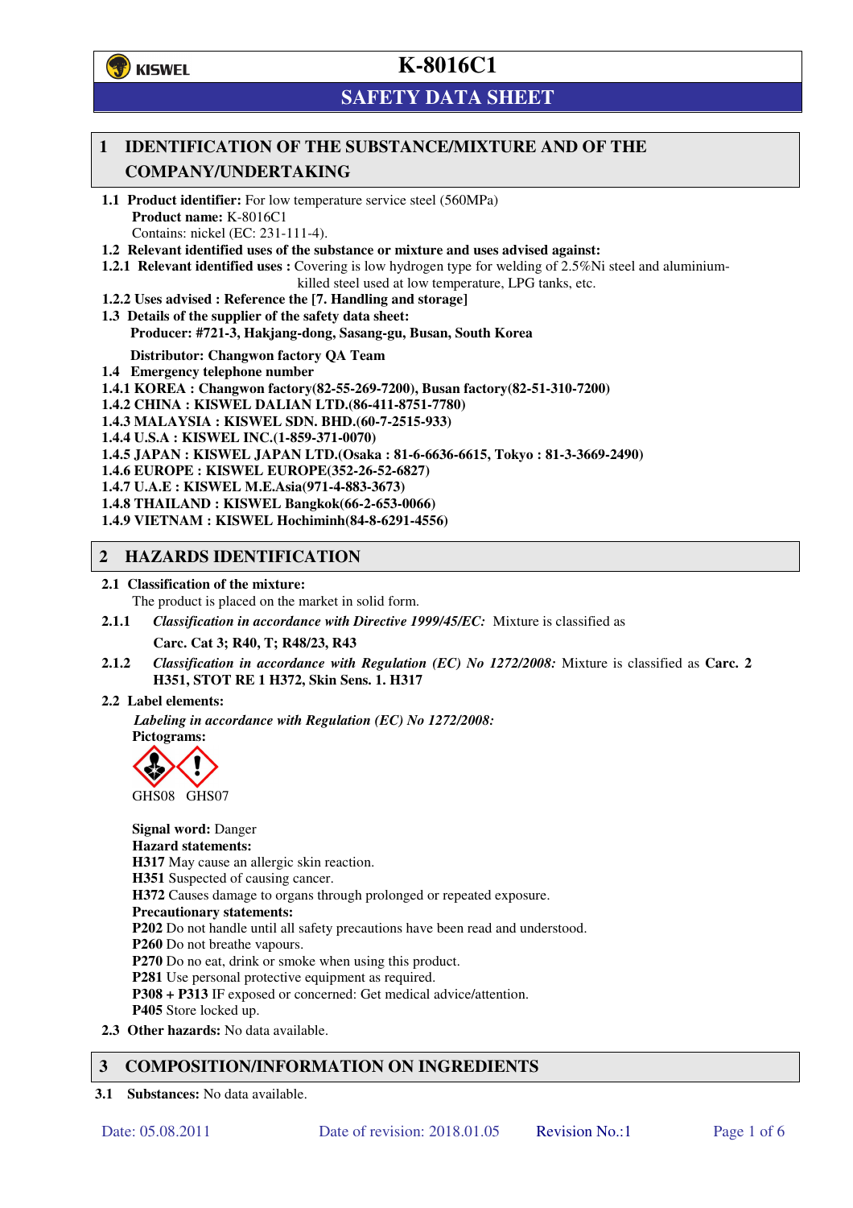# K-8016C1

## SAFETY DATA SHEET

## 1 IDENTIFICATION OF THE SUBSTANCE/MIXTURE AND OF THE COMPANY/UNDERTAKING

**1.1 Product identifier:** For low temperature service steel (560MPa)

**Product name:** K-8016C1

Contains: nickel (EC: 231-111-4).

**1.2 Relevant identified uses of the substance or mixture and uses advised against:**

**1.2.1 Relevant identified uses :** Covering is low hydrogen type for welding of 2.5%Ni steel and aluminium-killed steel used at low temperature, LPG tanks, etc.

**1.2.2 Uses advised : Reference the [7. Handling and storage]**

**1.3 Details of the supplier of the safety data sheet:**

**Producer: #721-3, Hakjang-dong, Sasang-gu, Busan, South Korea**

**Distributor: Changwon factory QA Team**

**1.4 Emergency telephone number**

**1.4.1 KOREA : Changwon factory(82-55-269-7200), Busan factory(82-51-310-7200)**

**1.4.2 CHINA : KISWEL DALIAN LTD.(86-411-8751-7780)**

**1.4.3 MALAYSIA : KISWEL SDN. BHD.(60-7-2515-933)**

**1.4.4 U.S.A : KISWEL INC.(1-859-371-0070)**

**1.4.5 JAPAN : KISWEL JAPAN LTD.(Osaka : 81-6-6636-6615, Tokyo : 81-3-3669-2490)**

**1.4.6 EUROPE : KISWEL EUROPE(352-26-52-6827)**

**1.4.7 U.A.E : KISWEL M.E.Asia(971-4-883-3673)**

**1.4.8 THAILAND : KISWEL Bangkok(66-2-653-0066)**

**1.4.9 VIETNAM : KISWEL Hochiminh(84-8-6291-4556)**

## 2 HAZARDS IDENTIFICATION

**2.1 Classification of the mixture:**

The product is placed on the market in solid form.

**2.1.1** *Classification in accordance with Directive 1999/45/EC:* Mixture is classified as

**Carc. Cat 3; R40, T; R48/23, R43**

**2.1.2** *Classification in accordance with Regulation (EC) No 1272/2008:* Mixture is classified as **Carc. 2 H351, STOT RE 1 H372, Skin Sens. 1. H317**

**2.2 Label elements:**

***Labeling in accordance with Regulation (EC) No 1272/2008:***

**Pictograms:**

GHS08 GHS07

**Signal word:** Danger

**Hazard statements:**

**H317** May cause an allergic skin reaction.

**H351** Suspected of causing cancer.

**H372** Causes damage to organs through prolonged or repeated exposure.

**Precautionary statements:**

**P202** Do not handle until all safety precautions have been read and understood.

**P260** Do not breathe vapours.

**P270** Do no eat, drink or smoke when using this product.

**P281** Use personal protective equipment as required.

**P308 + P313** IF exposed or concerned: Get medical advice/attention.

**P405** Store locked up.

**2.3 Other hazards:** No data available.

## 3 COMPOSITION/INFORMATION ON INGREDIENTS

**3.1 Substances:** No data available.

Date: 05.08.2011 Date of revision: 2018.01.05 Revision No.:1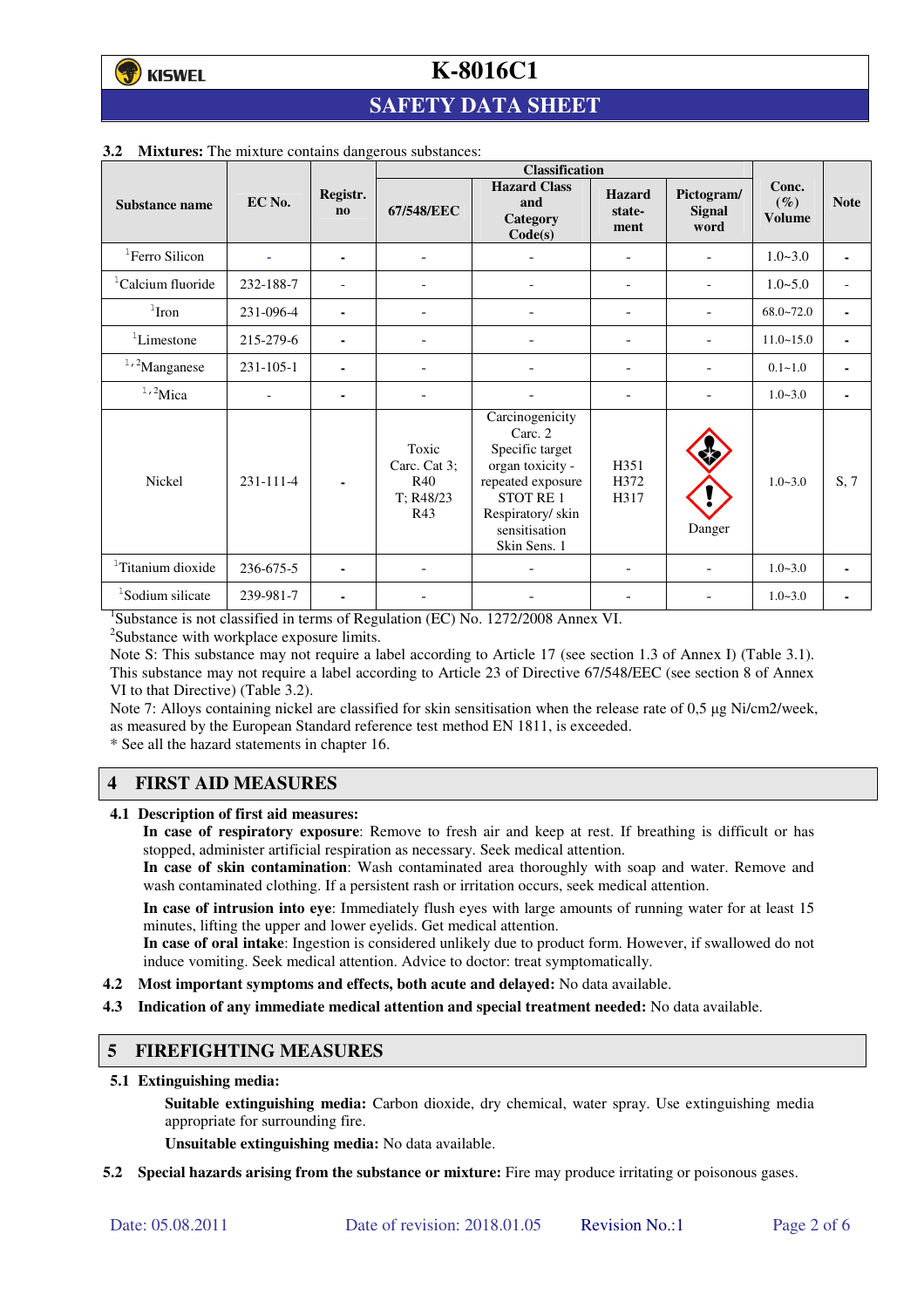### 3.2 **Mixtures:** The mixture contains dangerous substances:

| Substance name | EC No. | Registr. no | Classification | | | | Conc. (%) Volume | Note |
|---|---|---|---|---|---|---|---|---|
| | | | 67/548/EEC | Hazard Class and Category Code(s) | Hazard state-ment | Pictogram/ Signal word | | |
| [1]Ferro Silicon | - | - | - | - | - | - | 1.0~3.0 | - |
| [1]Calcium fluoride | 232-188-7 | - | - | - | - | - | 1.0~5.0 | - |
| [1]Iron | 231-096-4 | - | - | - | - | - | 68.0~72.0 | - |
| [1]Limestone | 215-279-6 | - | - | - | - | - | 11.0~15.0 | - |
| [1,2]Manganese | 231-105-1 | - | - | - | - | - | 0.1~1.0 | - |
| [1,2]Mica | - | - | - | - | - | - | 1.0~3.0 | - |
| Nickel | 231-111-4 | - | Toxic Carc. Cat 3; R40 T; R48/23 R43 | Carcinogenicity Carc. 2 Specific target organ toxicity - repeated exposure STOT RE 1 Respiratory/ skin sensitisation Skin Sens. 1 | H351 H372 H317 | Danger | 1.0~3.0 | S, 7 |
| [1]Titanium dioxide | 236-675-5 | - | - | - | - | - | 1.0~3.0 | - |
| [1]Sodium silicate | 239-981-7 | - | - | - | - | - | 1.0~3.0 | - |

[1]Substance is not classified in terms of Regulation (EC) No. 1272/2008 Annex VI.
[2]Substance with workplace exposure limits.
Note S: This substance may not require a label according to Article 17 (see section 1.3 of Annex I) (Table 3.1). This substance may not require a label according to Article 23 of Directive 67/548/EEC (see section 8 of Annex VI to that Directive) (Table 3.2).
Note 7: Alloys containing nickel are classified for skin sensitisation when the release rate of 0,5 µg Ni/cm2/week, as measured by the European Standard reference test method EN 1811, is exceeded.
* See all the hazard statements in chapter 16.

## 4 FIRST AID MEASURES

### 4.1 Description of first aid measures:

**In case of respiratory exposure**: Remove to fresh air and keep at rest. If breathing is difficult or has stopped, administer artificial respiration as necessary. Seek medical attention.
**In case of skin contamination**: Wash contaminated area thoroughly with soap and water. Remove and wash contaminated clothing. If a persistent rash or irritation occurs, seek medical attention.

**In case of intrusion into eye**: Immediately flush eyes with large amounts of running water for at least 15 minutes, lifting the upper and lower eyelids. Get medical attention.
**In case of oral intake**: Ingestion is considered unlikely due to product form. However, if swallowed do not induce vomiting. Seek medical attention. Advice to doctor: treat symptomatically.

**4.2 Most important symptoms and effects, both acute and delayed:** No data available.

**4.3 Indication of any immediate medical attention and special treatment needed:** No data available.

## 5 FIREFIGHTING MEASURES

### 5.1 Extinguishing media:

**Suitable extinguishing media:** Carbon dioxide, dry chemical, water spray. Use extinguishing media appropriate for surrounding fire.

**Unsuitable extinguishing media:** No data available.

**5.2 Special hazards arising from the substance or mixture:** Fire may produce irritating or poisonous gases.

Date: 05.08.2011 Date of revision: 2018.01.05 Revision No.:1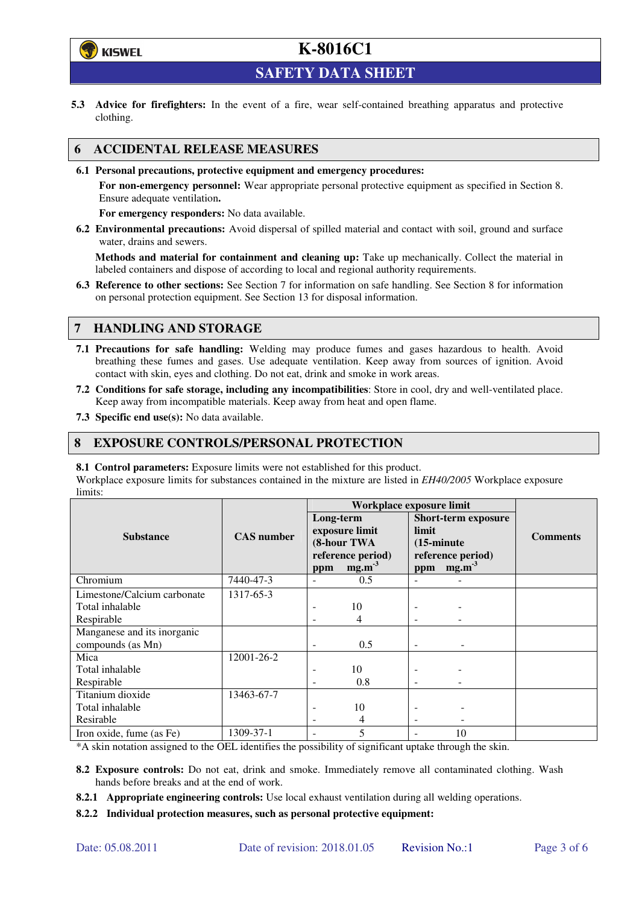**5.3 Advice for firefighters:** In the event of a fire, wear self-contained breathing apparatus and protective clothing.

## 6 ACCIDENTAL RELEASE MEASURES

**6.1 Personal precautions, protective equipment and emergency procedures:**

**For non-emergency personnel:** Wear appropriate personal protective equipment as specified in Section 8. Ensure adequate ventilation**.**

**For emergency responders:** No data available.

**6.2 Environmental precautions:** Avoid dispersal of spilled material and contact with soil, ground and surface water, drains and sewers.

**Methods and material for containment and cleaning up:** Take up mechanically. Collect the material in labeled containers and dispose of according to local and regional authority requirements.

**6.3 Reference to other sections:** See Section 7 for information on safe handling. See Section 8 for information on personal protection equipment. See Section 13 for disposal information.

## 7 HANDLING AND STORAGE

**7.1 Precautions for safe handling:** Welding may produce fumes and gases hazardous to health. Avoid breathing these fumes and gases. Use adequate ventilation. Keep away from sources of ignition. Avoid contact with skin, eyes and clothing. Do not eat, drink and smoke in work areas.

**7.2 Conditions for safe storage, including any incompatibilities**: Store in cool, dry and well-ventilated place. Keep away from incompatible materials. Keep away from heat and open flame.

**7.3 Specific end use(s):** No data available.

## 8 EXPOSURE CONTROLS/PERSONAL PROTECTION

**8.1 Control parameters:** Exposure limits were not established for this product.

Workplace exposure limits for substances contained in the mixture are listed in *EH40/2005* Workplace exposure limits:

| Substance | CAS number | Workplace exposure limit | | | | Comments |
|---|---|---|---|---|---|---|
| | | Long-term exposure limit (8-hour TWA reference period) | | Short-term exposure limit (15-minute reference period) | | |
| | | ppm | $mg.m^{-3}$ | ppm | $mg.m^{-3}$ | |
| Chromium | 7440-47-3 | - | 0.5 | - | - | |
| Limestone/Calcium carbonate<br>Total inhalable<br>Respirable | 1317-65-3 | <br>-<br>- | <br>10<br>4 | <br>-<br>- | <br>-<br>- | |
| Manganese and its inorganic compounds (as Mn) | | - | 0.5 | - | - | |
| Mica<br>Total inhalable<br>Respirable | 12001-26-2 | <br>-<br>- | <br>10<br>0.8 | <br>-<br>- | <br>-<br>- | |
| Titanium dioxide<br>Total inhalable<br>Resirable | 13463-67-7 | <br>-<br>- | <br>10<br>4 | <br>-<br>- | <br>-<br>- | |
| Iron oxide, fume (as Fe) | 1309-37-1 | - | 5 | - | 10 | |

*A skin notation assigned to the OEL identifies the possibility of significant uptake through the skin.

**8.2 Exposure controls:** Do not eat, drink and smoke. Immediately remove all contaminated clothing. Wash hands before breaks and at the end of work.

**8.2.1 Appropriate engineering controls:** Use local exhaust ventilation during all welding operations.

**8.2.2 Individual protection measures, such as personal protective equipment:**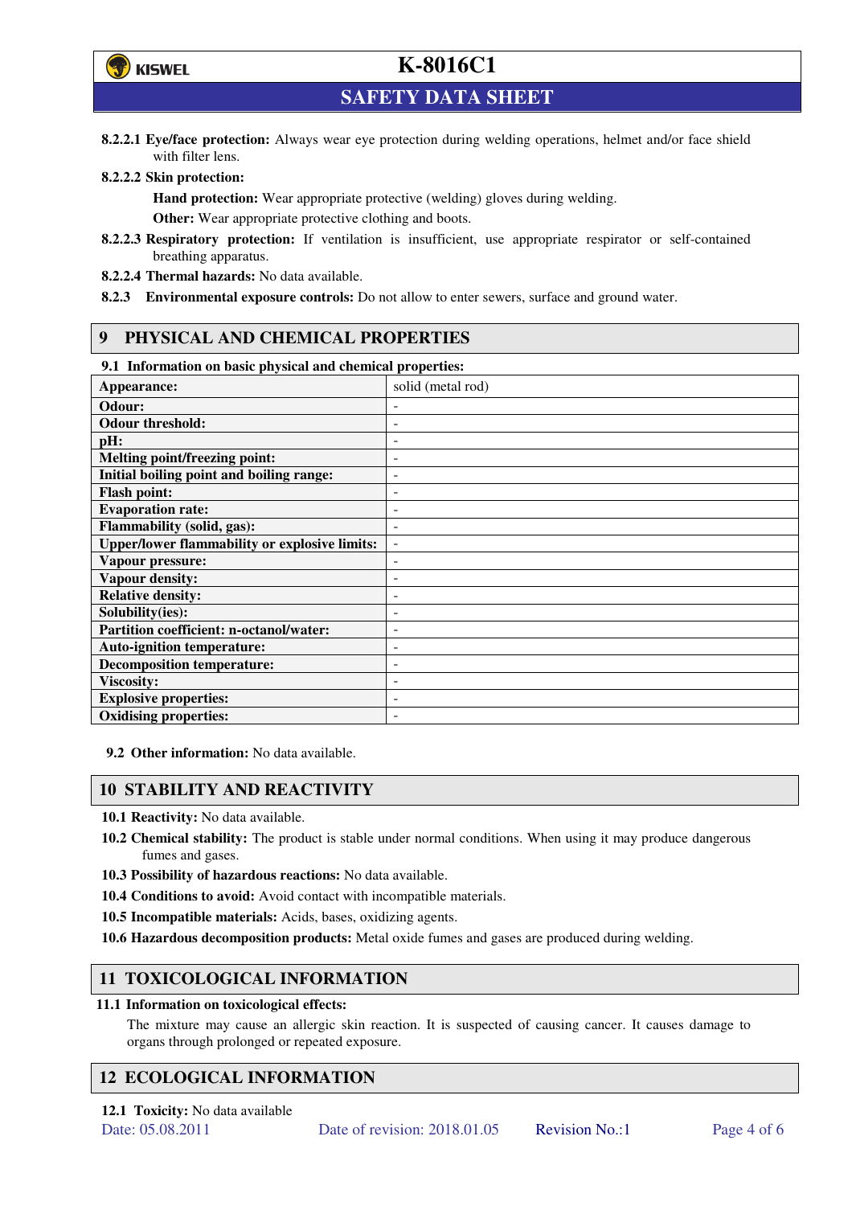**8.2.2.1 Eye/face protection:** Always wear eye protection during welding operations, helmet and/or face shield with filter lens.

**8.2.2.2 Skin protection:**

**Hand protection:** Wear appropriate protective (welding) gloves during welding.

**Other:** Wear appropriate protective clothing and boots.

**8.2.2.3 Respiratory protection:** If ventilation is insufficient, use appropriate respirator or self-contained breathing apparatus.

**8.2.2.4 Thermal hazards:** No data available.

**8.2.3 Environmental exposure controls:** Do not allow to enter sewers, surface and ground water.

## 9 PHYSICAL AND CHEMICAL PROPERTIES

**9.1 Information on basic physical and chemical properties:**

| | |
|---|---|
| **Appearance:** | solid (metal rod) |
| **Odour:** | - |
| **Odour threshold:** | - |
| **pH:** | - |
| **Melting point/freezing point:** | - |
| **Initial boiling point and boiling range:** | - |
| **Flash point:** | - |
| **Evaporation rate:** | - |
| **Flammability (solid, gas):** | - |
| **Upper/lower flammability or explosive limits:** | - |
| **Vapour pressure:** | - |
| **Vapour density:** | - |
| **Relative density:** | - |
| **Solubility(ies):** | - |
| **Partition coefficient: n-octanol/water:** | - |
| **Auto-ignition temperature:** | - |
| **Decomposition temperature:** | - |
| **Viscosity:** | - |
| **Explosive properties:** | - |
| **Oxidising properties:** | - |

**9.2 Other information:** No data available.

## 10 STABILITY AND REACTIVITY

**10.1 Reactivity:** No data available.

**10.2 Chemical stability:** The product is stable under normal conditions. When using it may produce dangerous fumes and gases.

**10.3 Possibility of hazardous reactions:** No data available.

**10.4 Conditions to avoid:** Avoid contact with incompatible materials.

**10.5 Incompatible materials:** Acids, bases, oxidizing agents.

**10.6 Hazardous decomposition products:** Metal oxide fumes and gases are produced during welding.

## 11 TOXICOLOGICAL INFORMATION

**11.1 Information on toxicological effects:**

The mixture may cause an allergic skin reaction. It is suspected of causing cancer. It causes damage to organs through prolonged or repeated exposure.

## 12 ECOLOGICAL INFORMATION

**12.1 Toxicity:** No data available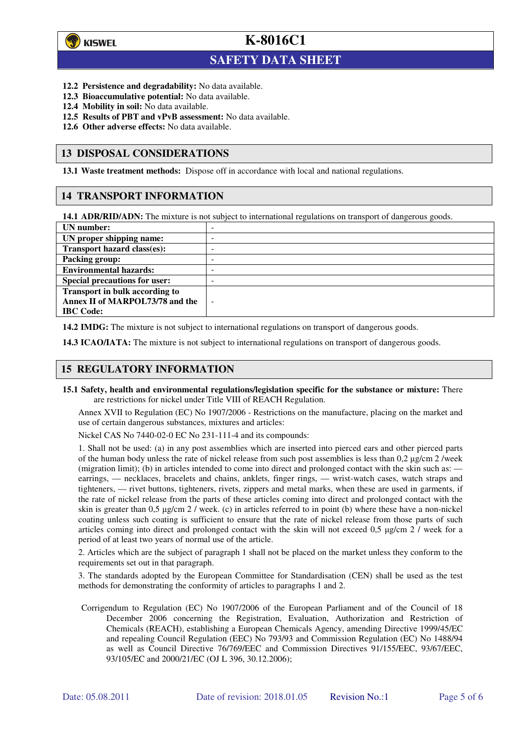**12.2 Persistence and degradability:** No data available.
**12.3 Bioaccumulative potential:** No data available.
**12.4 Mobility in soil:** No data available.
**12.5 Results of PBT and vPvB assessment:** No data available.
**12.6 Other adverse effects:** No data available.

## 13 DISPOSAL CONSIDERATIONS

**13.1 Waste treatment methods:** Dispose off in accordance with local and national regulations.

## 14 TRANSPORT INFORMATION

**14.1 ADR/RID/ADN:** The mixture is not subject to international regulations on transport of dangerous goods.

| | |
|---|---|
| **UN number:** | - |
| **UN proper shipping name:** | - |
| **Transport hazard class(es):** | - |
| **Packing group:** | - |
| **Environmental hazards:** | - |
| **Special precautions for user:** | - |
| **Transport in bulk according to Annex II of MARPOL73/78 and the IBC Code:** | - |

**14.2 IMDG:** The mixture is not subject to international regulations on transport of dangerous goods.

**14.3 ICAO/IATA:** The mixture is not subject to international regulations on transport of dangerous goods.

## 15 REGULATORY INFORMATION

**15.1 Safety, health and environmental regulations/legislation specific for the substance or mixture:** There are restrictions for nickel under Title VIII of REACH Regulation.

Annex XVII to Regulation (EC) No 1907/2006 - Restrictions on the manufacture, placing on the market and use of certain dangerous substances, mixtures and articles:

Nickel CAS No 7440-02-0 EC No 231-111-4 and its compounds:

1. Shall not be used: (a) in any post assemblies which are inserted into pierced ears and other pierced parts of the human body unless the rate of nickel release from such post assemblies is less than 0,2 µg/cm 2 /week (migration limit); (b) in articles intended to come into direct and prolonged contact with the skin such as: — earrings, — necklaces, bracelets and chains, anklets, finger rings, — wrist-watch cases, watch straps and tighteners, — rivet buttons, tighteners, rivets, zippers and metal marks, when these are used in garments, if the rate of nickel release from the parts of these articles coming into direct and prolonged contact with the skin is greater than 0,5 µg/cm 2 / week. (c) in articles referred to in point (b) where these have a non-nickel coating unless such coating is sufficient to ensure that the rate of nickel release from those parts of such articles coming into direct and prolonged contact with the skin will not exceed 0,5 µg/cm 2 / week for a period of at least two years of normal use of the article.

2. Articles which are the subject of paragraph 1 shall not be placed on the market unless they conform to the requirements set out in that paragraph.

3. The standards adopted by the European Committee for Standardisation (CEN) shall be used as the test methods for demonstrating the conformity of articles to paragraphs 1 and 2.

Corrigendum to Regulation (EC) No 1907/2006 of the European Parliament and of the Council of 18 December 2006 concerning the Registration, Evaluation, Authorization and Restriction of Chemicals (REACH), establishing a European Chemicals Agency, amending Directive 1999/45/EC and repealing Council Regulation (EEC) No 793/93 and Commission Regulation (EC) No 1488/94 as well as Council Directive 76/769/EEC and Commission Directives 91/155/EEC, 93/67/EEC, 93/105/EC and 2000/21/EC (OJ L 396, 30.12.2006);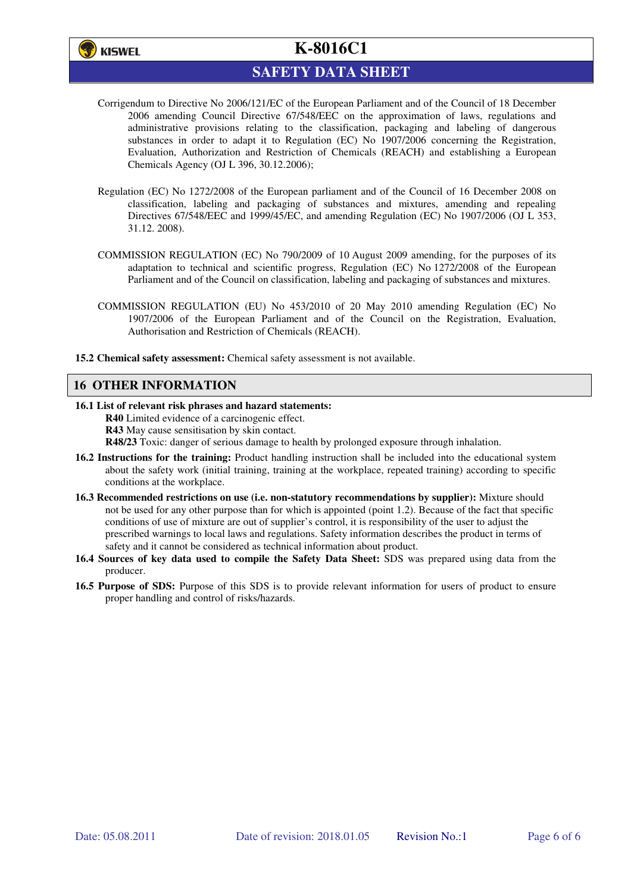Corrigendum to Directive No 2006/121/EC of the European Parliament and of the Council of 18 December 2006 amending Council Directive 67/548/EEC on the approximation of laws, regulations and administrative provisions relating to the classification, packaging and labeling of dangerous substances in order to adapt it to Regulation (EC) No 1907/2006 concerning the Registration, Evaluation, Authorization and Restriction of Chemicals (REACH) and establishing a European Chemicals Agency (OJ L 396, 30.12.2006);

Regulation (EC) No 1272/2008 of the European parliament and of the Council of 16 December 2008 on classification, labeling and packaging of substances and mixtures, amending and repealing Directives 67/548/EEC and 1999/45/EC, and amending Regulation (EC) No 1907/2006 (OJ L 353, 31.12. 2008).

COMMISSION REGULATION (EC) No 790/2009 of 10 August 2009 amending, for the purposes of its adaptation to technical and scientific progress, Regulation (EC) No 1272/2008 of the European Parliament and of the Council on classification, labeling and packaging of substances and mixtures.

COMMISSION REGULATION (EU) No 453/2010 of 20 May 2010 amending Regulation (EC) No 1907/2006 of the European Parliament and of the Council on the Registration, Evaluation, Authorisation and Restriction of Chemicals (REACH).

**15.2 Chemical safety assessment:** Chemical safety assessment is not available.

## 16 OTHER INFORMATION

**16.1 List of relevant risk phrases and hazard statements:**

**R40** Limited evidence of a carcinogenic effect.
**R43** May cause sensitisation by skin contact.
**R48/23** Toxic: danger of serious damage to health by prolonged exposure through inhalation.

**16.2 Instructions for the training:** Product handling instruction shall be included into the educational system about the safety work (initial training, training at the workplace, repeated training) according to specific conditions at the workplace.

**16.3 Recommended restrictions on use (i.e. non-statutory recommendations by supplier):** Mixture should not be used for any other purpose than for which is appointed (point 1.2). Because of the fact that specific conditions of use of mixture are out of supplier's control, it is responsibility of the user to adjust the prescribed warnings to local laws and regulations. Safety information describes the product in terms of safety and it cannot be considered as technical information about product.

**16.4 Sources of key data used to compile the Safety Data Sheet:** SDS was prepared using data from the producer.

**16.5 Purpose of SDS:** Purpose of this SDS is to provide relevant information for users of product to ensure proper handling and control of risks/hazards.